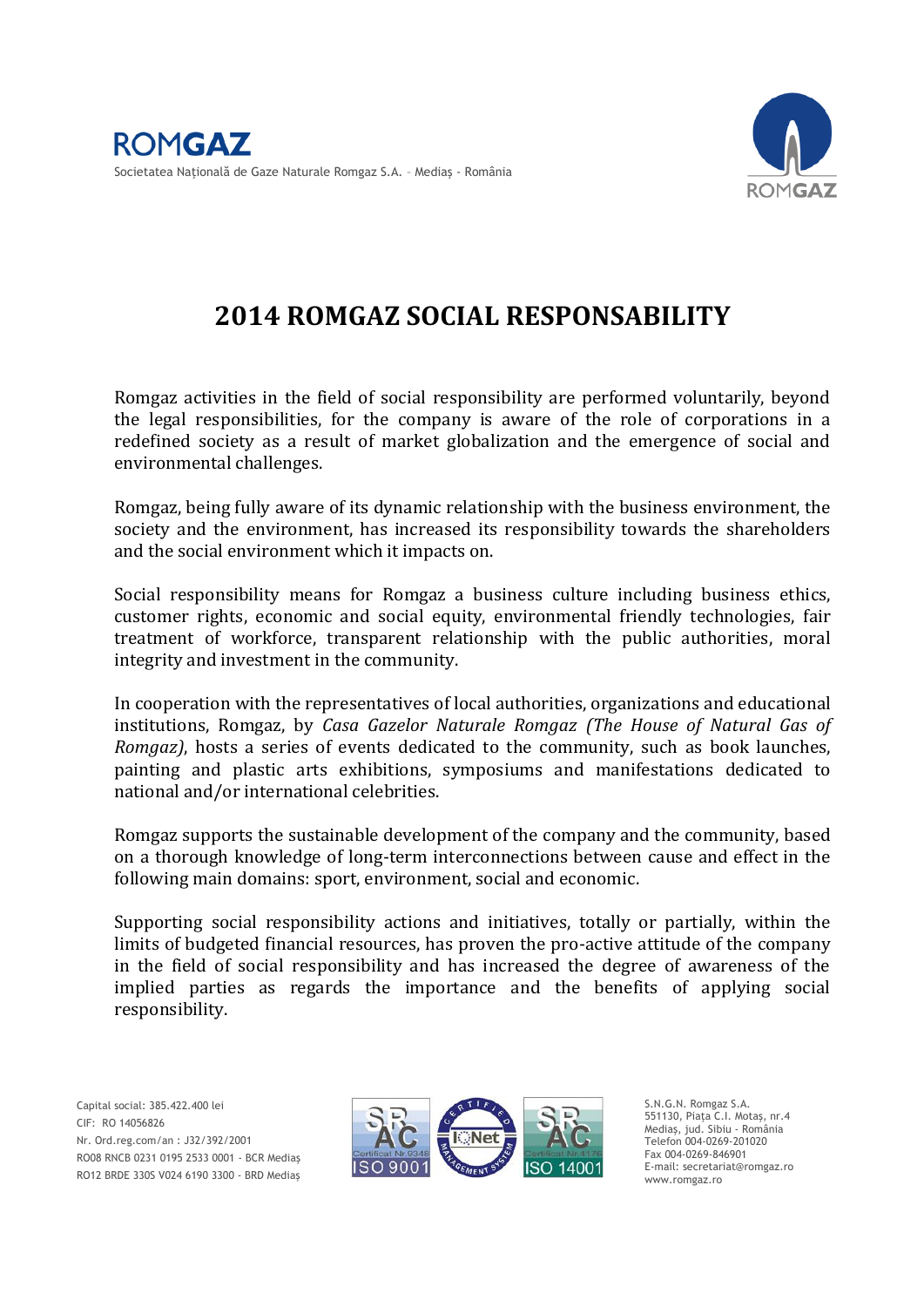# 2014 ROMGAZ SOCIAL RESPONSABILITY

Romgaz activities in the field of social responsibility are performed voluntarily, beyond the legal responsibilities, for the company is aware of the role of corporations in a redefined society as a result of market globalization and the emergence of social and environmental challenges.

Romgaz, being fully aware of its dynamic relationship with the business environment, the society and the environment, has increased its responsibility towards the shareholders and the social environment which it impacts on.

Social responsibility means for Romgaz a business culture including business ethics, customer rights, economic and social equity, environmental friendly technologies, fair treatment of workforce, transparent relationship with the public authorities, moral integrity and investment in the community.

In cooperation with the representatives of local authorities, organizations and educational institutions, Romgaz, by *Casa Gazelor Naturale Romgaz (The House of Natural Gas of Romgaz)*, hosts a series of events dedicated to the community, such as book launches, painting and plastic arts exhibitions, symposiums and manifestations dedicated to national and/or international celebrities.

Romgaz supports the sustainable development of the company and the community, based on a thorough knowledge of long-term interconnections between cause and effect in the following main domains: sport, environment, social and economic.

Supporting social responsibility actions and initiatives, totally or partially, within the limits of budgeted financial resources, has proven the pro-active attitude of the company in the field of social responsibility and has increased the degree of awareness of the implied parties as regards the importance and the benefits of applying social responsibility.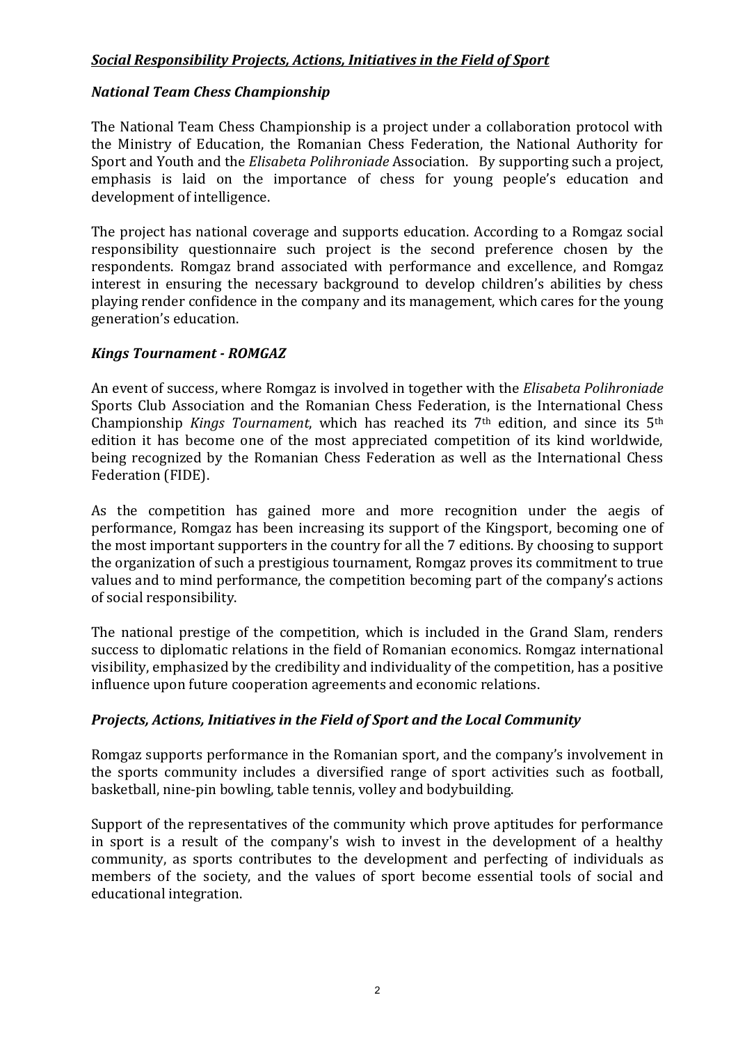***Social Responsibility Projects, Actions, Initiatives in the Field of Sport***

***National Team Chess Championship***

The National Team Chess Championship is a project under a collaboration protocol with the Ministry of Education, the Romanian Chess Federation, the National Authority for Sport and Youth and the *Elisabeta Polihroniade* Association. By supporting such a project, emphasis is laid on the importance of chess for young people's education and development of intelligence.

The project has national coverage and supports education. According to a Romgaz social responsibility questionnaire such project is the second preference chosen by the respondents. Romgaz brand associated with performance and excellence, and Romgaz interest in ensuring the necessary background to develop children's abilities by chess playing render confidence in the company and its management, which cares for the young generation's education.

***Kings Tournament - ROMGAZ***

An event of success, where Romgaz is involved in together with the *Elisabeta Polihroniade* Sports Club Association and the Romanian Chess Federation, is the International Chess Championship *Kings Tournament*, which has reached its 7th edition, and since its 5th edition it has become one of the most appreciated competition of its kind worldwide, being recognized by the Romanian Chess Federation as well as the International Chess Federation (FIDE).

As the competition has gained more and more recognition under the aegis of performance, Romgaz has been increasing its support of the Kingsport, becoming one of the most important supporters in the country for all the 7 editions. By choosing to support the organization of such a prestigious tournament, Romgaz proves its commitment to true values and to mind performance, the competition becoming part of the company's actions of social responsibility.

The national prestige of the competition, which is included in the Grand Slam, renders success to diplomatic relations in the field of Romanian economics. Romgaz international visibility, emphasized by the credibility and individuality of the competition, has a positive influence upon future cooperation agreements and economic relations.

***Projects, Actions, Initiatives in the Field of Sport and the Local Community***

Romgaz supports performance in the Romanian sport, and the company's involvement in the sports community includes a diversified range of sport activities such as football, basketball, nine-pin bowling, table tennis, volley and bodybuilding.

Support of the representatives of the community which prove aptitudes for performance in sport is a result of the company's wish to invest in the development of a healthy community, as sports contributes to the development and perfecting of individuals as members of the society, and the values of sport become essential tools of social and educational integration.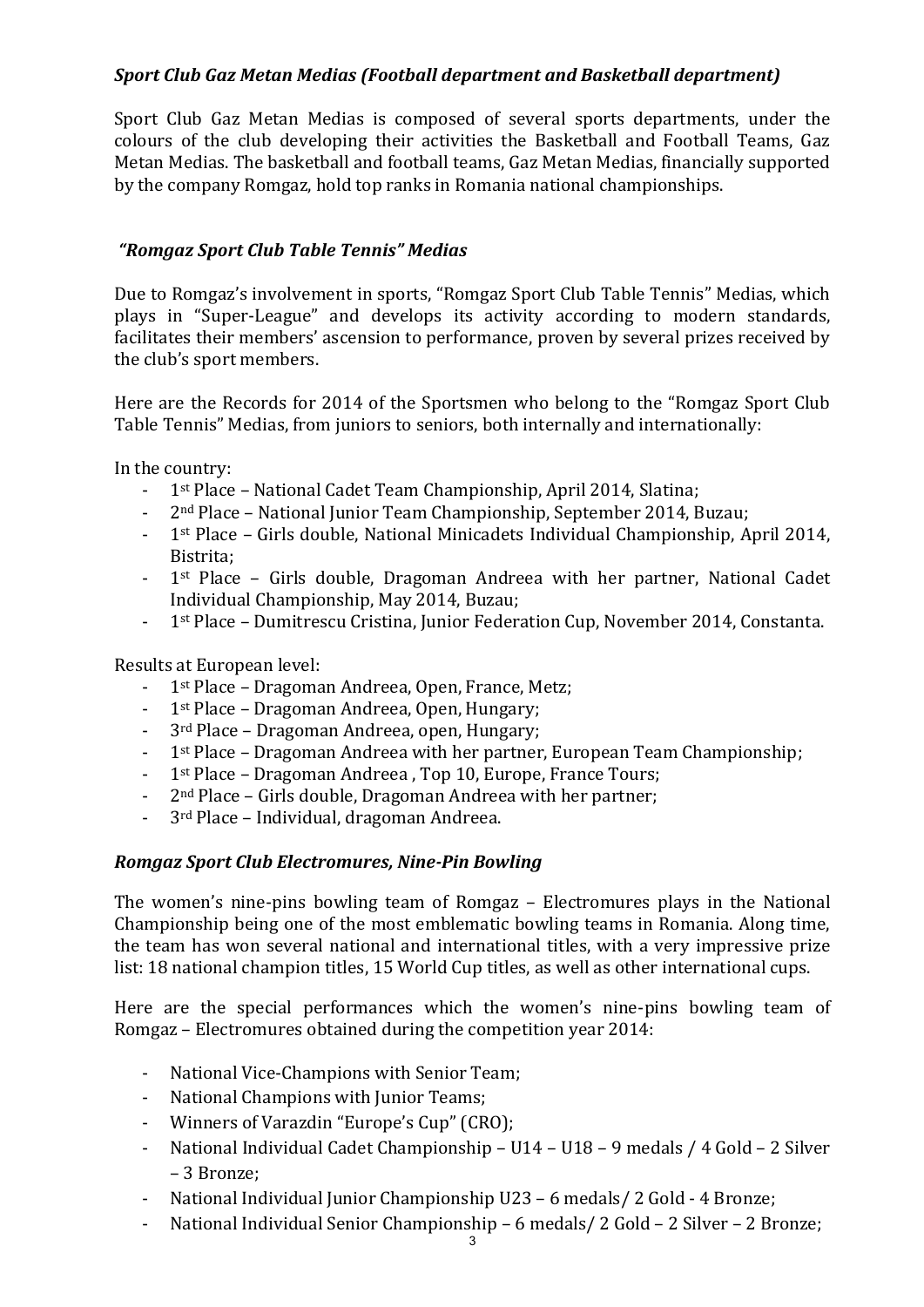### *Sport Club Gaz Metan Medias (Football department and Basketball department)*

Sport Club Gaz Metan Medias is composed of several sports departments, under the colours of the club developing their activities the Basketball and Football Teams, Gaz Metan Medias. The basketball and football teams, Gaz Metan Medias, financially supported by the company Romgaz, hold top ranks in Romania national championships.

### *"Romgaz Sport Club Table Tennis" Medias*

Due to Romgaz's involvement in sports, "Romgaz Sport Club Table Tennis" Medias, which plays in "Super-League" and develops its activity according to modern standards, facilitates their members' ascension to performance, proven by several prizes received by the club's sport members.

Here are the Records for 2014 of the Sportsmen who belong to the "Romgaz Sport Club Table Tennis" Medias, from juniors to seniors, both internally and internationally:

In the country:

- 1st Place – National Cadet Team Championship, April 2014, Slatina;
- 2nd Place – National Junior Team Championship, September 2014, Buzau;
- 1st Place – Girls double, National Minicadets Individual Championship, April 2014, Bistrita;
- 1st Place – Girls double, Dragoman Andreea with her partner, National Cadet Individual Championship, May 2014, Buzau;
- 1st Place – Dumitrescu Cristina, Junior Federation Cup, November 2014, Constanta.

Results at European level:

- 1st Place – Dragoman Andreea, Open, France, Metz;
- 1st Place – Dragoman Andreea, Open, Hungary;
- 3rd Place – Dragoman Andreea, open, Hungary;
- 1st Place – Dragoman Andreea with her partner, European Team Championship;
- 1st Place – Dragoman Andreea , Top 10, Europe, France Tours;
- 2nd Place – Girls double, Dragoman Andreea with her partner;
- 3rd Place – Individual, dragoman Andreea.

### *Romgaz Sport Club Electromures, Nine-Pin Bowling*

The women's nine-pins bowling team of Romgaz – Electromures plays in the National Championship being one of the most emblematic bowling teams in Romania. Along time, the team has won several national and international titles, with a very impressive prize list: 18 national champion titles, 15 World Cup titles, as well as other international cups.

Here are the special performances which the women's nine-pins bowling team of Romgaz – Electromures obtained during the competition year 2014:

- National Vice-Champions with Senior Team;
- National Champions with Junior Teams;
- Winners of Varazdin "Europe's Cup" (CRO);
- National Individual Cadet Championship – U14 – U18 – 9 medals / 4 Gold – 2 Silver – 3 Bronze;
- National Individual Junior Championship U23 – 6 medals/ 2 Gold - 4 Bronze;
- National Individual Senior Championship – 6 medals/ 2 Gold – 2 Silver – 2 Bronze;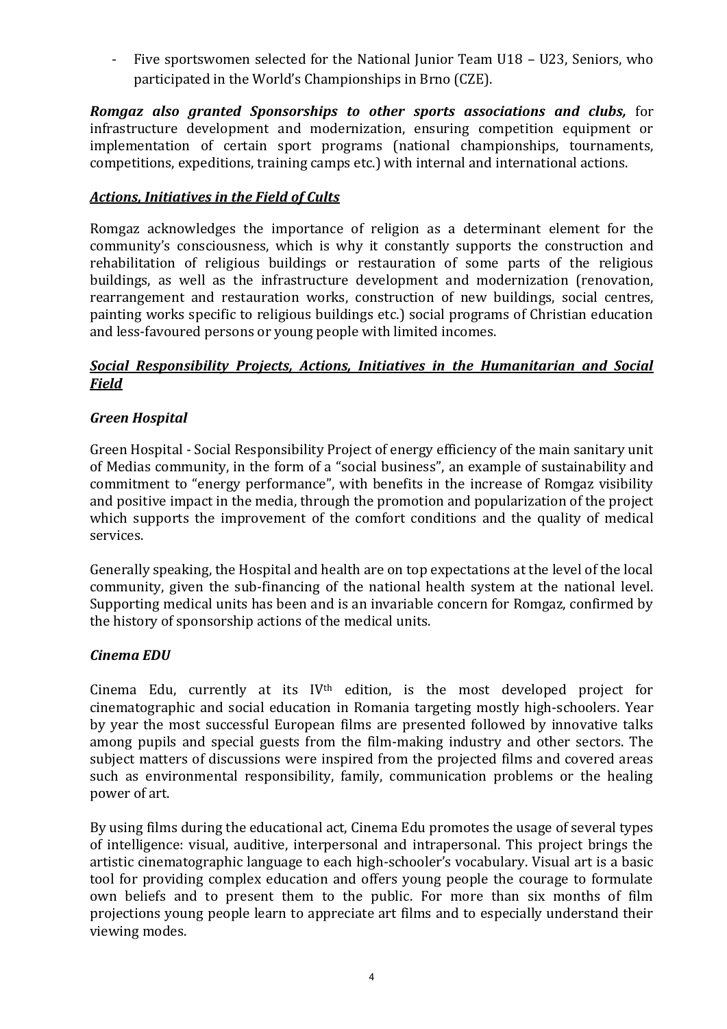- Five sportswomen selected for the National Junior Team U18 – U23, Seniors, who participated in the World's Championships in Brno (CZE).

***Romgaz also granted Sponsorships to other sports associations and clubs,*** for infrastructure development and modernization, ensuring competition equipment or implementation of certain sport programs (national championships, tournaments, competitions, expeditions, training camps etc.) with internal and international actions.

***Actions, Initiatives in the Field of Cults***

Romgaz acknowledges the importance of religion as a determinant element for the community's consciousness, which is why it constantly supports the construction and rehabilitation of religious buildings or restauration of some parts of the religious buildings, as well as the infrastructure development and modernization (renovation, rearrangement and restauration works, construction of new buildings, social centres, painting works specific to religious buildings etc.) social programs of Christian education and less-favoured persons or young people with limited incomes.

***Social Responsibility Projects, Actions, Initiatives in the Humanitarian and Social Field***

***Green Hospital***

Green Hospital - Social Responsibility Project of energy efficiency of the main sanitary unit of Medias community, in the form of a "social business", an example of sustainability and commitment to "energy performance", with benefits in the increase of Romgaz visibility and positive impact in the media, through the promotion and popularization of the project which supports the improvement of the comfort conditions and the quality of medical services.

Generally speaking, the Hospital and health are on top expectations at the level of the local community, given the sub-financing of the national health system at the national level. Supporting medical units has been and is an invariable concern for Romgaz, confirmed by the history of sponsorship actions of the medical units.

***Cinema EDU***

Cinema Edu, currently at its IVth edition, is the most developed project for cinematographic and social education in Romania targeting mostly high-schoolers. Year by year the most successful European films are presented followed by innovative talks among pupils and special guests from the film-making industry and other sectors. The subject matters of discussions were inspired from the projected films and covered areas such as environmental responsibility, family, communication problems or the healing power of art.

By using films during the educational act, Cinema Edu promotes the usage of several types of intelligence: visual, auditive, interpersonal and intrapersonal. This project brings the artistic cinematographic language to each high-schooler's vocabulary. Visual art is a basic tool for providing complex education and offers young people the courage to formulate own beliefs and to present them to the public. For more than six months of film projections young people learn to appreciate art films and to especially understand their viewing modes.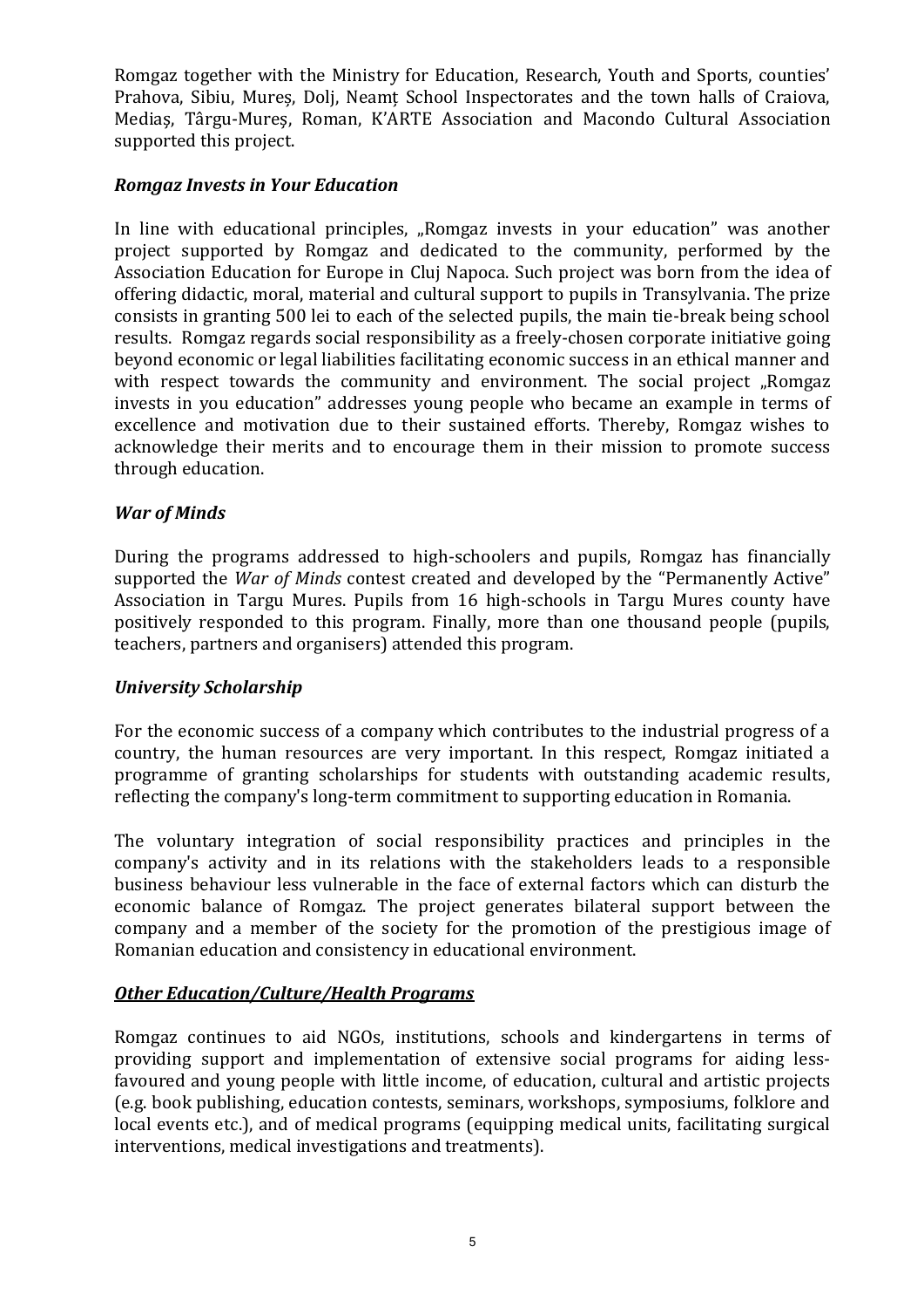Romgaz together with the Ministry for Education, Research, Youth and Sports, counties' Prahova, Sibiu, Mureș, Dolj, Neamț School Inspectorates and the town halls of Craiova, Mediaș, Târgu-Mureș, Roman, K'ARTE Association and Macondo Cultural Association supported this project.

***Romgaz Invests in Your Education***

In line with educational principles, „Romgaz invests in your education" was another project supported by Romgaz and dedicated to the community, performed by the Association Education for Europe in Cluj Napoca. Such project was born from the idea of offering didactic, moral, material and cultural support to pupils in Transylvania. The prize consists in granting 500 lei to each of the selected pupils, the main tie-break being school results. Romgaz regards social responsibility as a freely-chosen corporate initiative going beyond economic or legal liabilities facilitating economic success in an ethical manner and with respect towards the community and environment. The social project „Romgaz invests in you education" addresses young people who became an example in terms of excellence and motivation due to their sustained efforts. Thereby, Romgaz wishes to acknowledge their merits and to encourage them in their mission to promote success through education.

***War of Minds***

During the programs addressed to high-schoolers and pupils, Romgaz has financially supported the *War of Minds* contest created and developed by the "Permanently Active" Association in Targu Mures. Pupils from 16 high-schools in Targu Mures county have positively responded to this program. Finally, more than one thousand people (pupils, teachers, partners and organisers) attended this program.

***University Scholarship***

For the economic success of a company which contributes to the industrial progress of a country, the human resources are very important. In this respect, Romgaz initiated a programme of granting scholarships for students with outstanding academic results, reflecting the company's long-term commitment to supporting education in Romania.

The voluntary integration of social responsibility practices and principles in the company's activity and in its relations with the stakeholders leads to a responsible business behaviour less vulnerable in the face of external factors which can disturb the economic balance of Romgaz. The project generates bilateral support between the company and a member of the society for the promotion of the prestigious image of Romanian education and consistency in educational environment.

***<u>Other Education/Culture/Health Programs</u>***

Romgaz continues to aid NGOs, institutions, schools and kindergartens in terms of providing support and implementation of extensive social programs for aiding less-favoured and young people with little income, of education, cultural and artistic projects (e.g. book publishing, education contests, seminars, workshops, symposiums, folklore and local events etc.), and of medical programs (equipping medical units, facilitating surgical interventions, medical investigations and treatments).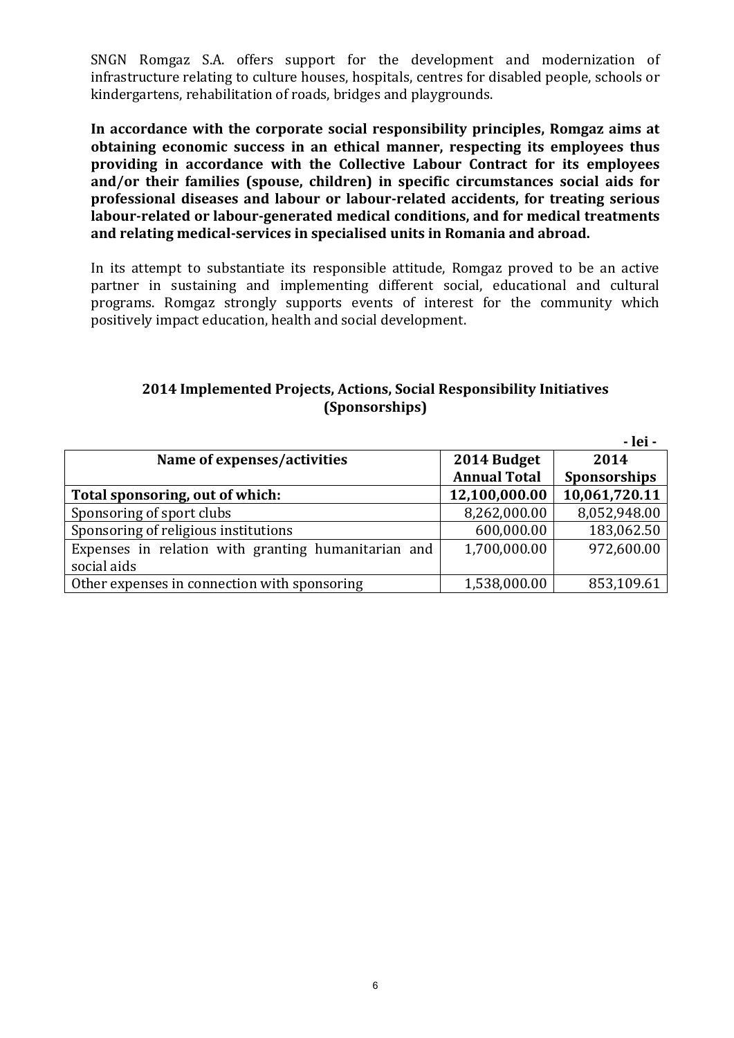SNGN Romgaz S.A. offers support for the development and modernization of infrastructure relating to culture houses, hospitals, centres for disabled people, schools or kindergartens, rehabilitation of roads, bridges and playgrounds.

**In accordance with the corporate social responsibility principles, Romgaz aims at obtaining economic success in an ethical manner, respecting its employees thus providing in accordance with the Collective Labour Contract for its employees and/or their families (spouse, children) in specific circumstances social aids for professional diseases and labour or labour-related accidents, for treating serious labour-related or labour-generated medical conditions, and for medical treatments and relating medical-services in specialised units in Romania and abroad.**

In its attempt to substantiate its responsible attitude, Romgaz proved to be an active partner in sustaining and implementing different social, educational and cultural programs. Romgaz strongly supports events of interest for the community which positively impact education, health and social development.

### 2014 Implemented Projects, Actions, Social Responsibility Initiatives (Sponsorships)

**- lei -**

| Name of expenses/activities | 2014 Budget Annual Total | 2014 Sponsorships |
|---|---|---|
| **Total sponsoring, out of which:** | **12,100,000.00** | **10,061,720.11** |
| Sponsoring of sport clubs | 8,262,000.00 | 8,052,948.00 |
| Sponsoring of religious institutions | 600,000.00 | 183,062.50 |
| Expenses in relation with granting humanitarian and social aids | 1,700,000.00 | 972,600.00 |
| Other expenses in connection with sponsoring | 1,538,000.00 | 853,109.61 |